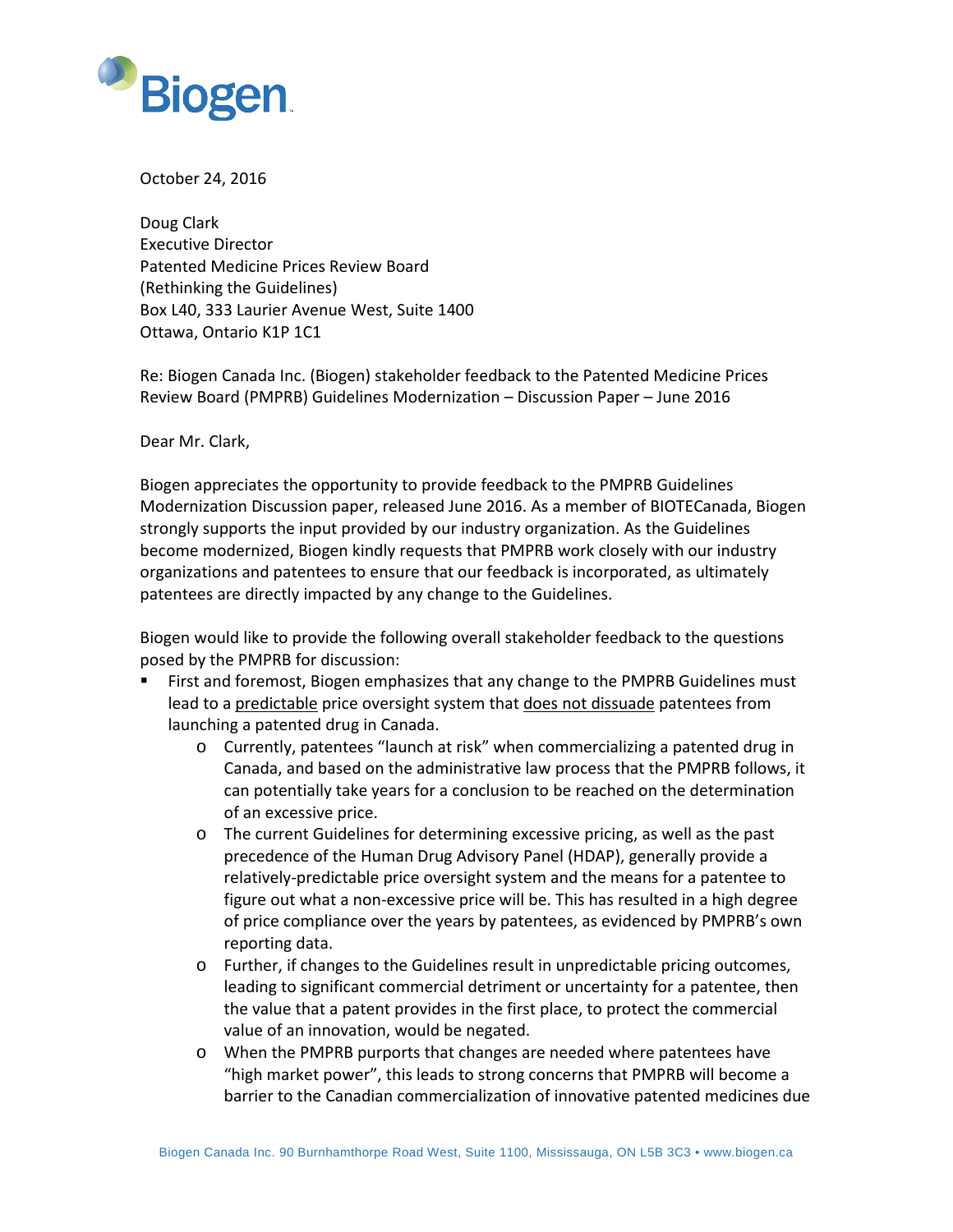Biogen

October 24, 2016

Doug Clark
Executive Director
Patented Medicine Prices Review Board
(Rethinking the Guidelines)
Box L40, 333 Laurier Avenue West, Suite 1400
Ottawa, Ontario K1P 1C1

Re: Biogen Canada Inc. (Biogen) stakeholder feedback to the Patented Medicine Prices Review Board (PMPRB) Guidelines Modernization – Discussion Paper – June 2016

Dear Mr. Clark,

Biogen appreciates the opportunity to provide feedback to the PMPRB Guidelines Modernization Discussion paper, released June 2016. As a member of BIOTECanada, Biogen strongly supports the input provided by our industry organization. As the Guidelines become modernized, Biogen kindly requests that PMPRB work closely with our industry organizations and patentees to ensure that our feedback is incorporated, as ultimately patentees are directly impacted by any change to the Guidelines.

Biogen would like to provide the following overall stakeholder feedback to the questions posed by the PMPRB for discussion:

- First and foremost, Biogen emphasizes that any change to the PMPRB Guidelines must lead to a <u>predictable</u> price oversight system that <u>does not dissuade</u> patentees from launching a patented drug in Canada.
  - Currently, patentees "launch at risk" when commercializing a patented drug in Canada, and based on the administrative law process that the PMPRB follows, it can potentially take years for a conclusion to be reached on the determination of an excessive price.
  - The current Guidelines for determining excessive pricing, as well as the past precedence of the Human Drug Advisory Panel (HDAP), generally provide a relatively-predictable price oversight system and the means for a patentee to figure out what a non-excessive price will be. This has resulted in a high degree of price compliance over the years by patentees, as evidenced by PMPRB's own reporting data.
  - Further, if changes to the Guidelines result in unpredictable pricing outcomes, leading to significant commercial detriment or uncertainty for a patentee, then the value that a patent provides in the first place, to protect the commercial value of an innovation, would be negated.
  - When the PMPRB purports that changes are needed where patentees have "high market power", this leads to strong concerns that PMPRB will become a barrier to the Canadian commercialization of innovative patented medicines due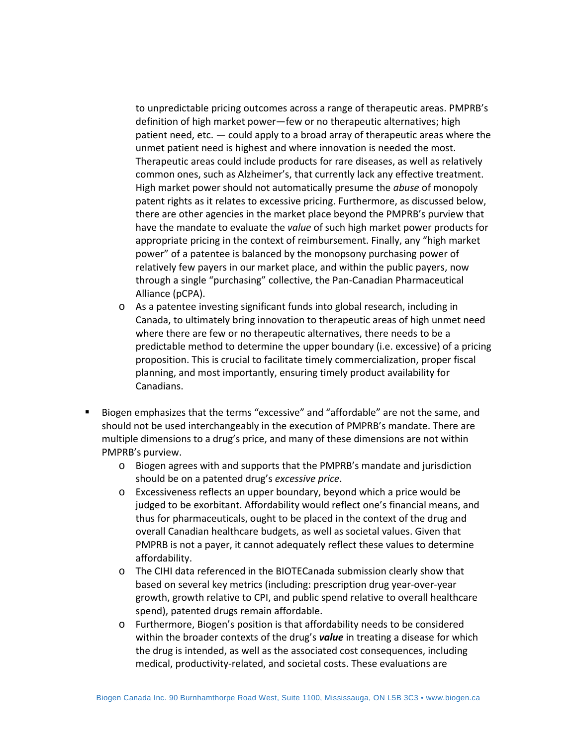- to unpredictable pricing outcomes across a range of therapeutic areas. PMPRB's definition of high market power—few or no therapeutic alternatives; high patient need, etc. — could apply to a broad array of therapeutic areas where the unmet patient need is highest and where innovation is needed the most. Therapeutic areas could include products for rare diseases, as well as relatively common ones, such as Alzheimer's, that currently lack any effective treatment. High market power should not automatically presume the *abuse* of monopoly patent rights as it relates to excessive pricing. Furthermore, as discussed below, there are other agencies in the market place beyond the PMPRB's purview that have the mandate to evaluate the *value* of such high market power products for appropriate pricing in the context of reimbursement. Finally, any "high market power" of a patentee is balanced by the monopsony purchasing power of relatively few payers in our market place, and within the public payers, now through a single "purchasing" collective, the Pan-Canadian Pharmaceutical Alliance (pCPA).
  - As a patentee investing significant funds into global research, including in Canada, to ultimately bring innovation to therapeutic areas of high unmet need where there are few or no therapeutic alternatives, there needs to be a predictable method to determine the upper boundary (i.e. excessive) of a pricing proposition. This is crucial to facilitate timely commercialization, proper fiscal planning, and most importantly, ensuring timely product availability for Canadians.

- Biogen emphasizes that the terms "excessive" and "affordable" are not the same, and should not be used interchangeably in the execution of PMPRB's mandate. There are multiple dimensions to a drug's price, and many of these dimensions are not within PMPRB's purview.
  - Biogen agrees with and supports that the PMPRB's mandate and jurisdiction should be on a patented drug's *excessive price*.
  - Excessiveness reflects an upper boundary, beyond which a price would be judged to be exorbitant. Affordability would reflect one's financial means, and thus for pharmaceuticals, ought to be placed in the context of the drug and overall Canadian healthcare budgets, as well as societal values. Given that PMPRB is not a payer, it cannot adequately reflect these values to determine affordability.
  - The CIHI data referenced in the BIOTECanada submission clearly show that based on several key metrics (including: prescription drug year-over-year growth, growth relative to CPI, and public spend relative to overall healthcare spend), patented drugs remain affordable.
  - Furthermore, Biogen's position is that affordability needs to be considered within the broader contexts of the drug's ***value*** in treating a disease for which the drug is intended, as well as the associated cost consequences, including medical, productivity-related, and societal costs. These evaluations are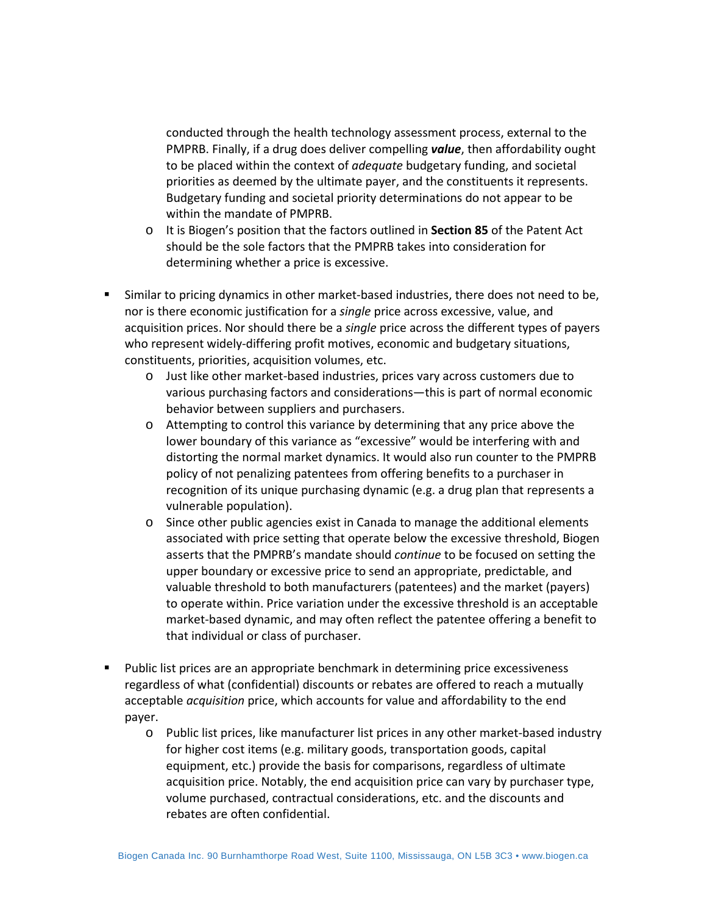conducted through the health technology assessment process, external to the PMPRB. Finally, if a drug does deliver compelling ***value***, then affordability ought to be placed within the context of *adequate* budgetary funding, and societal priorities as deemed by the ultimate payer, and the constituents it represents. Budgetary funding and societal priority determinations do not appear to be within the mandate of PMPRB.

  - It is Biogen's position that the factors outlined in **Section 85** of the Patent Act should be the sole factors that the PMPRB takes into consideration for determining whether a price is excessive.

- Similar to pricing dynamics in other market-based industries, there does not need to be, nor is there economic justification for a *single* price across excessive, value, and acquisition prices. Nor should there be a *single* price across the different types of payers who represent widely-differing profit motives, economic and budgetary situations, constituents, priorities, acquisition volumes, etc.
  - Just like other market-based industries, prices vary across customers due to various purchasing factors and considerations—this is part of normal economic behavior between suppliers and purchasers.
  - Attempting to control this variance by determining that any price above the lower boundary of this variance as "excessive" would be interfering with and distorting the normal market dynamics. It would also run counter to the PMPRB policy of not penalizing patentees from offering benefits to a purchaser in recognition of its unique purchasing dynamic (e.g. a drug plan that represents a vulnerable population).
  - Since other public agencies exist in Canada to manage the additional elements associated with price setting that operate below the excessive threshold, Biogen asserts that the PMPRB's mandate should *continue* to be focused on setting the upper boundary or excessive price to send an appropriate, predictable, and valuable threshold to both manufacturers (patentees) and the market (payers) to operate within. Price variation under the excessive threshold is an acceptable market-based dynamic, and may often reflect the patentee offering a benefit to that individual or class of purchaser.

- Public list prices are an appropriate benchmark in determining price excessiveness regardless of what (confidential) discounts or rebates are offered to reach a mutually acceptable *acquisition* price, which accounts for value and affordability to the end payer.
  - Public list prices, like manufacturer list prices in any other market-based industry for higher cost items (e.g. military goods, transportation goods, capital equipment, etc.) provide the basis for comparisons, regardless of ultimate acquisition price. Notably, the end acquisition price can vary by purchaser type, volume purchased, contractual considerations, etc. and the discounts and rebates are often confidential.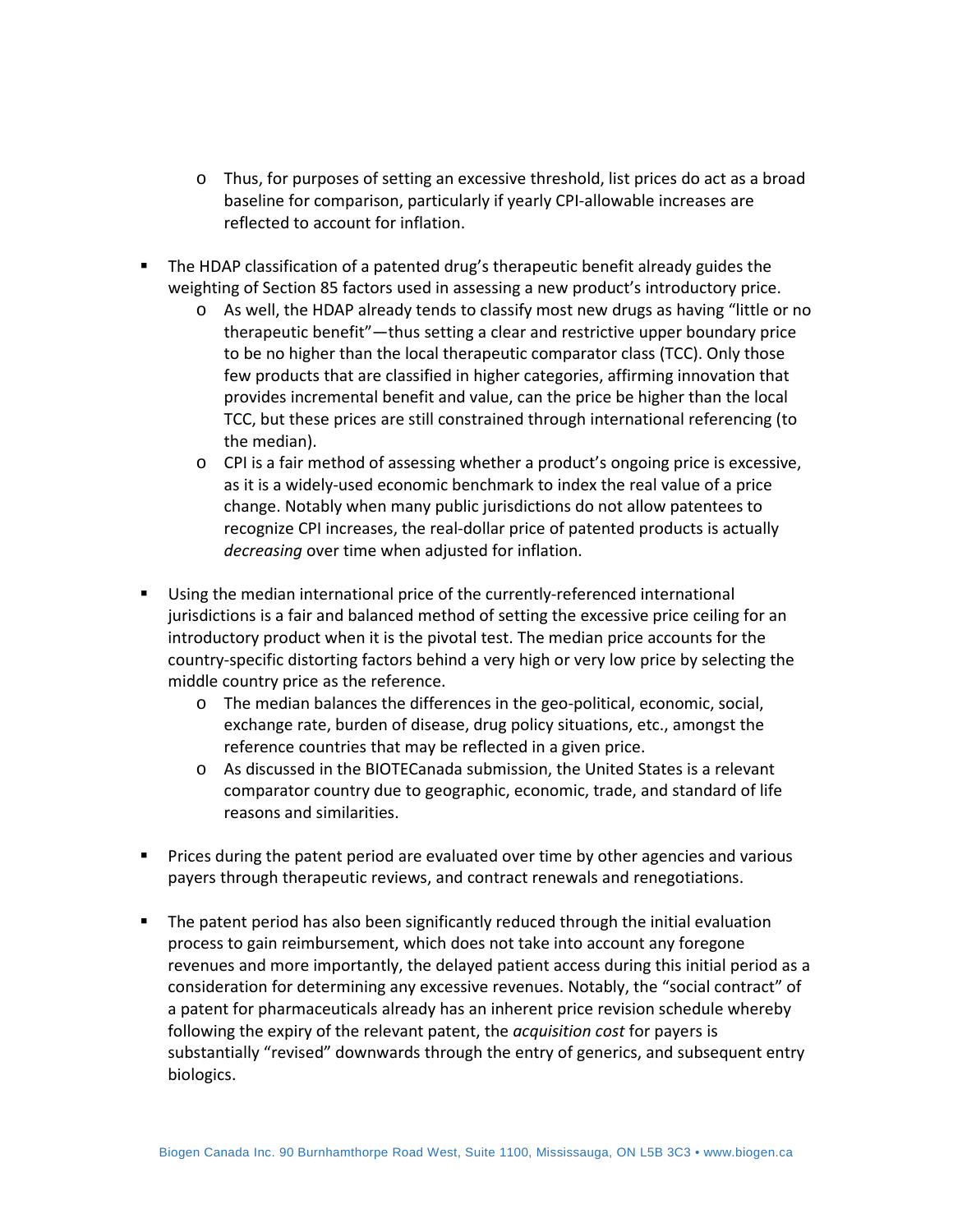- Thus, for purposes of setting an excessive threshold, list prices do act as a broad baseline for comparison, particularly if yearly CPI-allowable increases are reflected to account for inflation.

- The HDAP classification of a patented drug's therapeutic benefit already guides the weighting of Section 85 factors used in assessing a new product's introductory price.
   - As well, the HDAP already tends to classify most new drugs as having "little or no therapeutic benefit"—thus setting a clear and restrictive upper boundary price to be no higher than the local therapeutic comparator class (TCC). Only those few products that are classified in higher categories, affirming innovation that provides incremental benefit and value, can the price be higher than the local TCC, but these prices are still constrained through international referencing (to the median).
   - CPI is a fair method of assessing whether a product's ongoing price is excessive, as it is a widely-used economic benchmark to index the real value of a price change. Notably when many public jurisdictions do not allow patentees to recognize CPI increases, the real-dollar price of patented products is actually *decreasing* over time when adjusted for inflation.

- Using the median international price of the currently-referenced international jurisdictions is a fair and balanced method of setting the excessive price ceiling for an introductory product when it is the pivotal test. The median price accounts for the country-specific distorting factors behind a very high or very low price by selecting the middle country price as the reference.
   - The median balances the differences in the geo-political, economic, social, exchange rate, burden of disease, drug policy situations, etc., amongst the reference countries that may be reflected in a given price.
   - As discussed in the BIOTECanada submission, the United States is a relevant comparator country due to geographic, economic, trade, and standard of life reasons and similarities.

- Prices during the patent period are evaluated over time by other agencies and various payers through therapeutic reviews, and contract renewals and renegotiations.

- The patent period has also been significantly reduced through the initial evaluation process to gain reimbursement, which does not take into account any foregone revenues and more importantly, the delayed patient access during this initial period as a consideration for determining any excessive revenues. Notably, the "social contract" of a patent for pharmaceuticals already has an inherent price revision schedule whereby following the expiry of the relevant patent, the *acquisition cost* for payers is substantially "revised" downwards through the entry of generics, and subsequent entry biologics.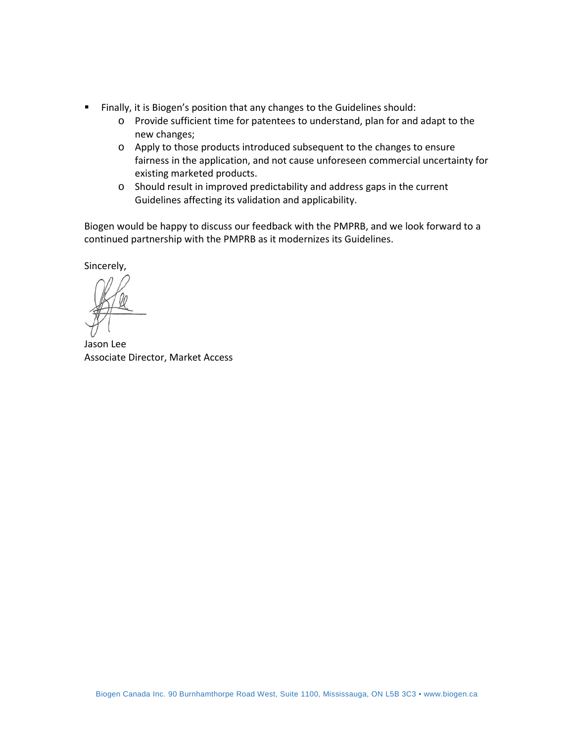- Finally, it is Biogen's position that any changes to the Guidelines should:
  - Provide sufficient time for patentees to understand, plan for and adapt to the new changes;
  - Apply to those products introduced subsequent to the changes to ensure fairness in the application, and not cause unforeseen commercial uncertainty for existing marketed products.
  - Should result in improved predictability and address gaps in the current Guidelines affecting its validation and applicability.

Biogen would be happy to discuss our feedback with the PMPRB, and we look forward to a continued partnership with the PMPRB as it modernizes its Guidelines.

Sincerely,

Jason Lee
Associate Director, Market Access